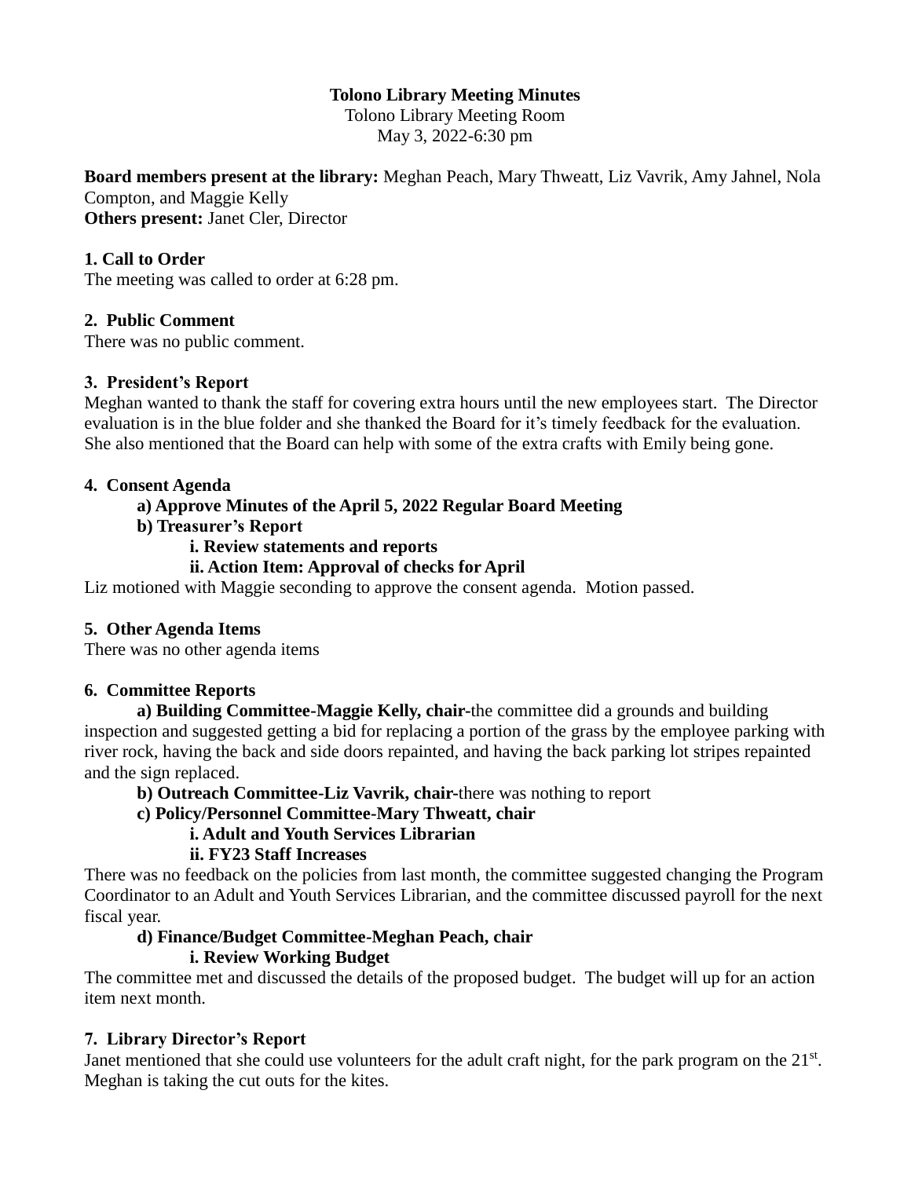**Tolono Library Meeting Minutes**

Tolono Library Meeting Room

May 3, 2022-6:30 pm

**Board members present at the library:** Meghan Peach, Mary Thweatt, Liz Vavrik, Amy Jahnel, Nola Compton, and Maggie Kelly

**Others present:** Janet Cler, Director

**1. Call to Order**

The meeting was called to order at 6:28 pm.

**2. Public Comment**

There was no public comment.

**3. President's Report**

Meghan wanted to thank the staff for covering extra hours until the new employees start. The Director evaluation is in the blue folder and she thanked the Board for it's timely feedback for the evaluation. She also mentioned that the Board can help with some of the extra crafts with Emily being gone.

**4. Consent Agenda**

- **a) Approve Minutes of the April 5, 2022 Regular Board Meeting**
- **b) Treasurer's Report**
  - **i. Review statements and reports**
  - **ii. Action Item: Approval of checks for April**

Liz motioned with Maggie seconding to approve the consent agenda. Motion passed.

**5. Other Agenda Items**

There was no other agenda items

**6. Committee Reports**

**a) Building Committee-Maggie Kelly, chair-**the committee did a grounds and building inspection and suggested getting a bid for replacing a portion of the grass by the employee parking with river rock, having the back and side doors repainted, and having the back parking lot stripes repainted and the sign replaced.

**b) Outreach Committee-Liz Vavrik, chair-**there was nothing to report

**c) Policy/Personnel Committee-Mary Thweatt, chair**

- **i. Adult and Youth Services Librarian**
- **ii. FY23 Staff Increases**

There was no feedback on the policies from last month, the committee suggested changing the Program Coordinator to an Adult and Youth Services Librarian, and the committee discussed payroll for the next fiscal year.

**d) Finance/Budget Committee-Meghan Peach, chair**

- **i. Review Working Budget**

The committee met and discussed the details of the proposed budget. The budget will up for an action item next month.

**7. Library Director's Report**

Janet mentioned that she could use volunteers for the adult craft night, for the park program on the 21st. Meghan is taking the cut outs for the kites.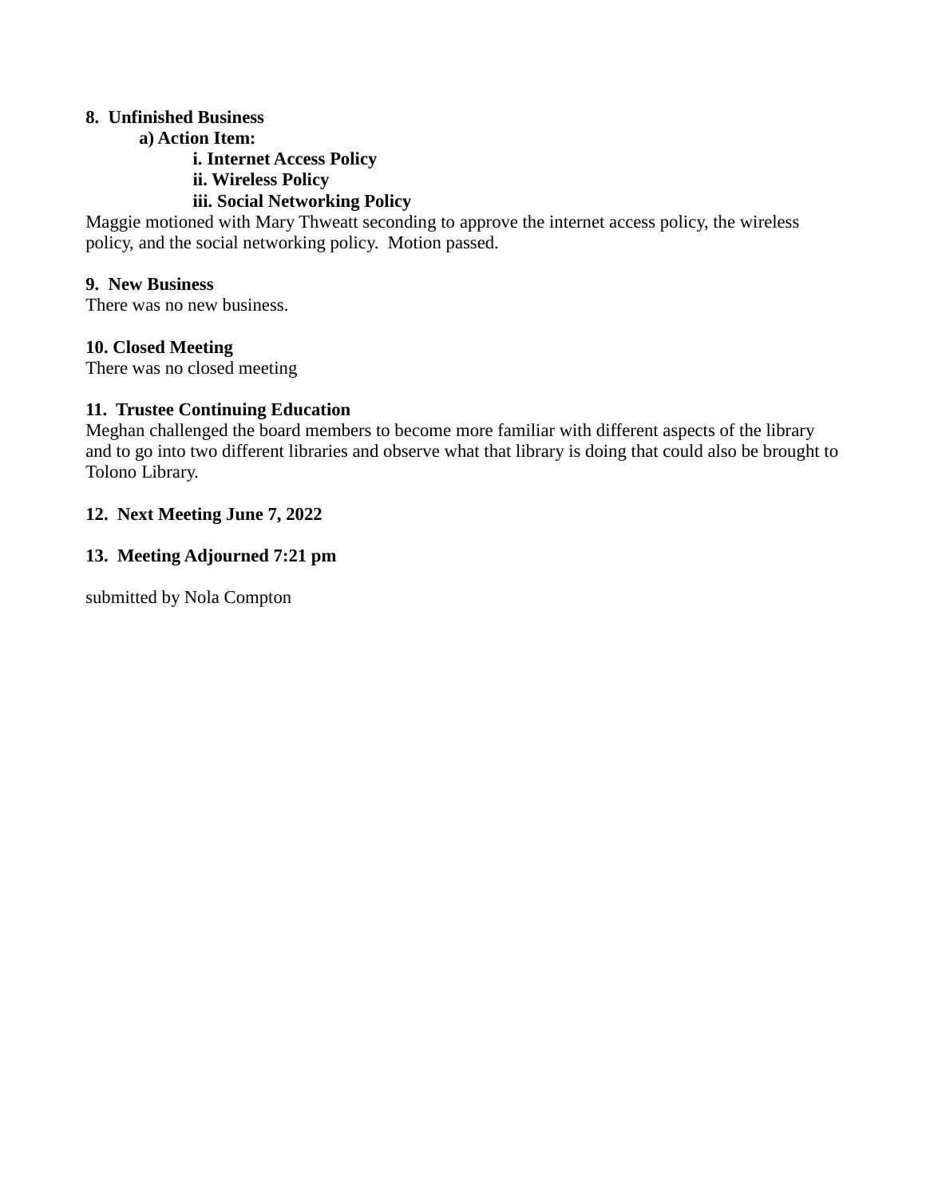**8. Unfinished Business**

**a) Action Item:**

**i. Internet Access Policy**

**ii. Wireless Policy**

**iii. Social Networking Policy**

Maggie motioned with Mary Thweatt seconding to approve the internet access policy, the wireless policy, and the social networking policy. Motion passed.

**9. New Business**

There was no new business.

**10. Closed Meeting**

There was no closed meeting

**11. Trustee Continuing Education**

Meghan challenged the board members to become more familiar with different aspects of the library and to go into two different libraries and observe what that library is doing that could also be brought to Tolono Library.

**12. Next Meeting June 7, 2022**

**13. Meeting Adjourned 7:21 pm**

submitted by Nola Compton